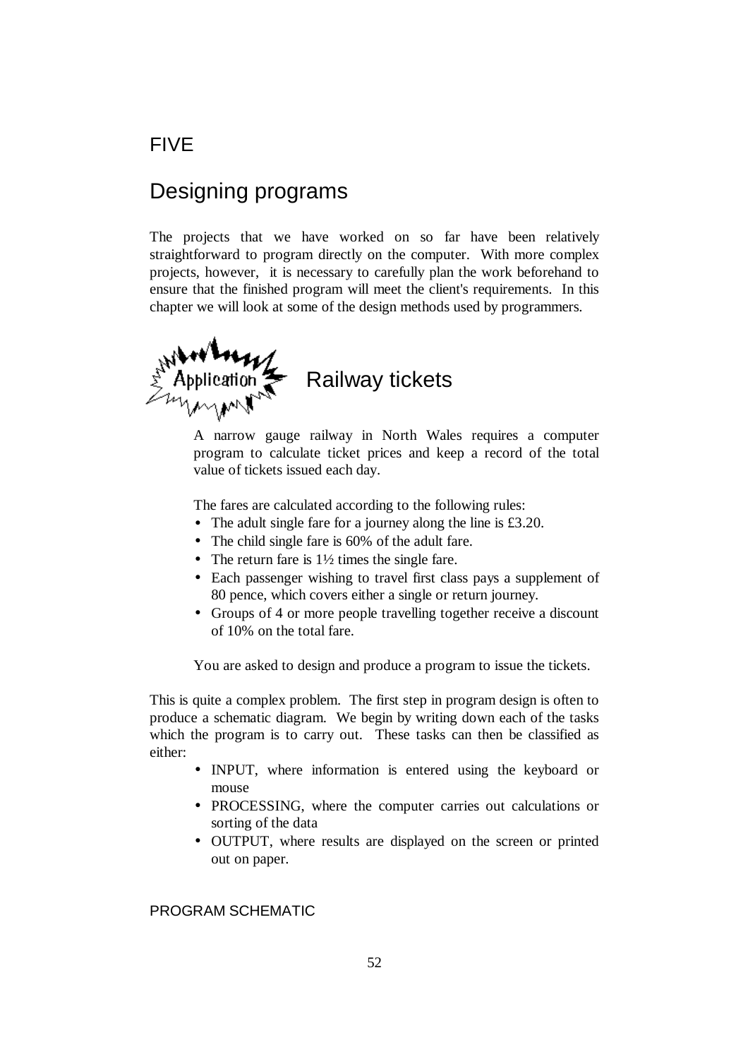# FIVE

# Designing programs

The projects that we have worked on so far have been relatively straightforward to program directly on the computer. With more complex projects, however, it is necessary to carefully plan the work beforehand to ensure that the finished program will meet the client's requirements. In this chapter we will look at some of the design methods used by programmers.

## Application: Railway tickets

A narrow gauge railway in North Wales requires a computer program to calculate ticket prices and keep a record of the total value of tickets issued each day.

The fares are calculated according to the following rules:

- The adult single fare for a journey along the line is £3.20.
- The child single fare is 60% of the adult fare.
- The return fare is 1½ times the single fare.
- Each passenger wishing to travel first class pays a supplement of 80 pence, which covers either a single or return journey.
- Groups of 4 or more people travelling together receive a discount of 10% on the total fare.

You are asked to design and produce a program to issue the tickets.

This is quite a complex problem. The first step in program design is often to produce a schematic diagram. We begin by writing down each of the tasks which the program is to carry out. These tasks can then be classified as either:

- INPUT, where information is entered using the keyboard or mouse
- PROCESSING, where the computer carries out calculations or sorting of the data
- OUTPUT, where results are displayed on the screen or printed out on paper.

### PROGRAM SCHEMATIC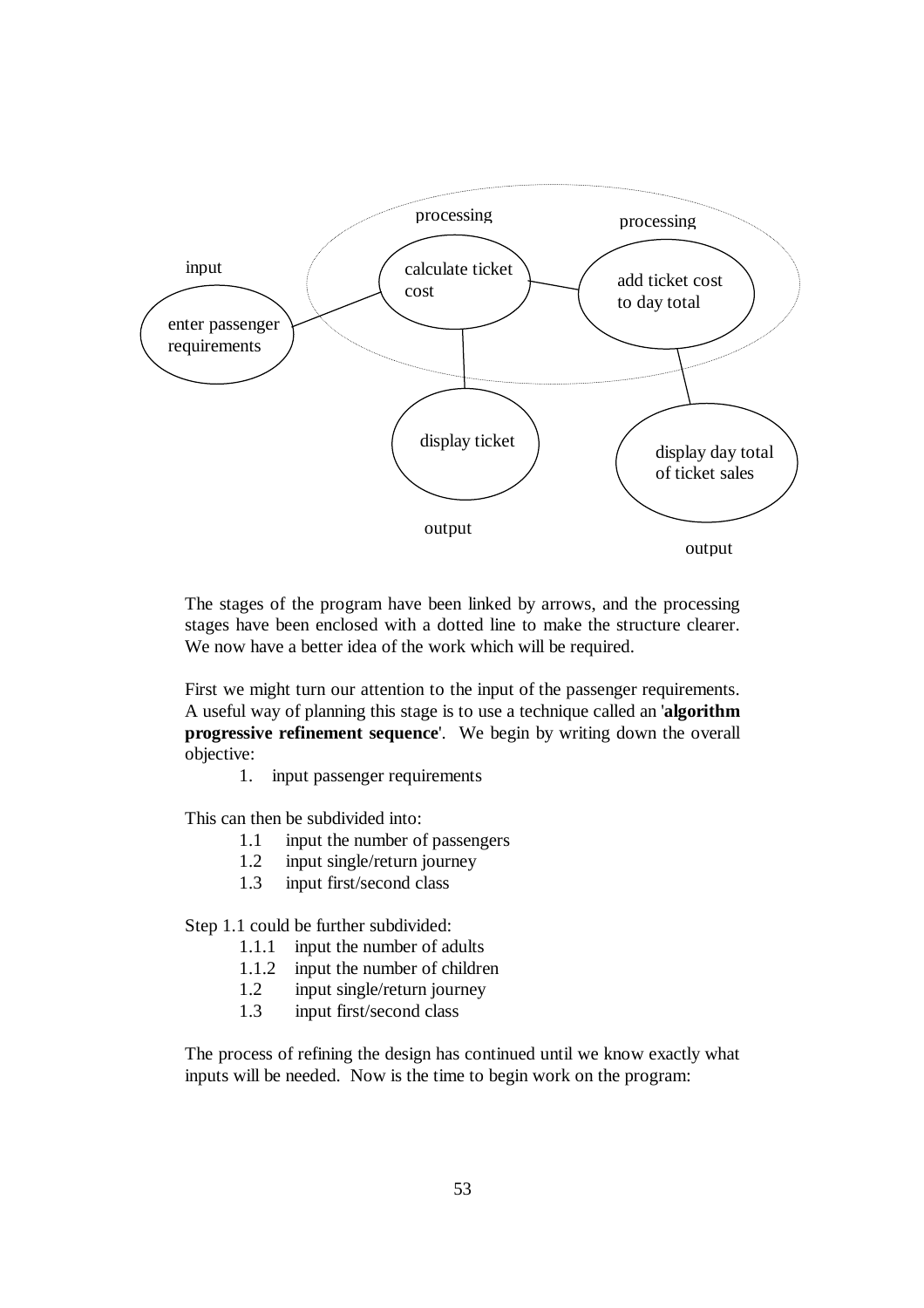processing

processing

input

calculate ticket cost

add ticket cost to day total

enter passenger requirements

display ticket

display day total of ticket sales

output

output

The stages of the program have been linked by arrows, and the processing stages have been enclosed with a dotted line to make the structure clearer. We now have a better idea of the work which will be required.

First we might turn our attention to the input of the passenger requirements. A useful way of planning this stage is to use a technique called an '**algorithm progressive refinement sequence**'. We begin by writing down the overall objective:

1. input passenger requirements

This can then be subdivided into:

- 1.1 input the number of passengers
- 1.2 input single/return journey
- 1.3 input first/second class

Step 1.1 could be further subdivided:

- 1.1.1 input the number of adults
- 1.1.2 input the number of children
- 1.2 input single/return journey
- 1.3 input first/second class

The process of refining the design has continued until we know exactly what inputs will be needed. Now is the time to begin work on the program: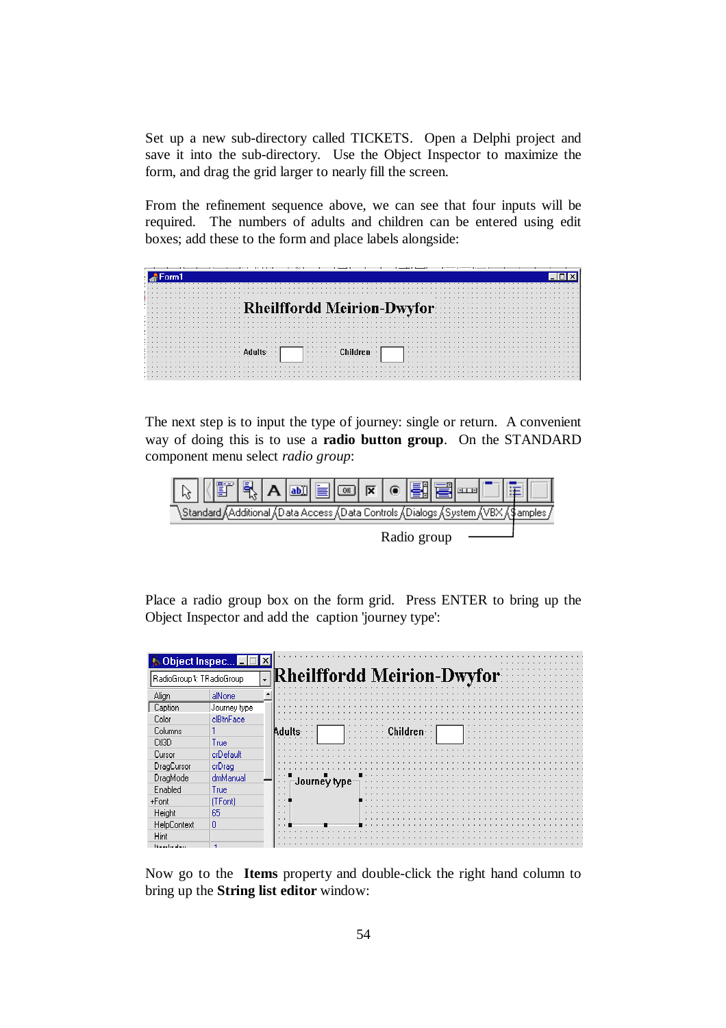Set up a new sub-directory called TICKETS. Open a Delphi project and save it into the sub-directory. Use the Object Inspector to maximize the form, and drag the grid larger to nearly fill the screen.

From the refinement sequence above, we can see that four inputs will be required. The numbers of adults and children can be entered using edit boxes; add these to the form and place labels alongside:

The next step is to input the type of journey: single or return. A convenient way of doing this is to use a **radio button group**. On the STANDARD component menu select *radio group*:

Place a radio group box on the form grid. Press ENTER to bring up the Object Inspector and add the caption 'journey type':

Now go to the **Items** property and double-click the right hand column to bring up the **String list editor** window: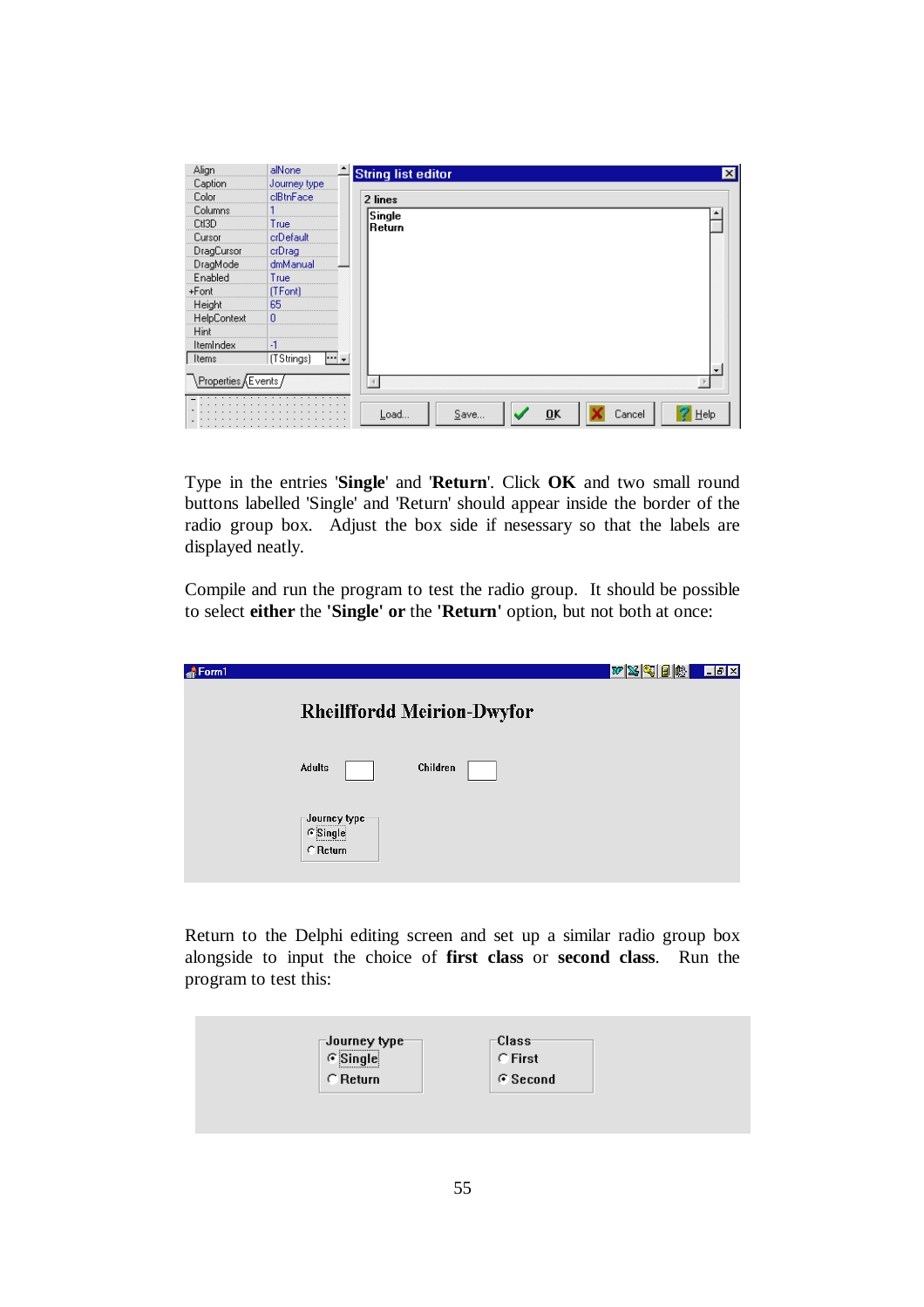Type in the entries '**Single**' and '**Return**'. Click **OK** and two small round buttons labelled 'Single' and 'Return' should appear inside the border of the radio group box. Adjust the box side if nesessary so that the labels are displayed neatly.

Compile and run the program to test the radio group. It should be possible to select **either** the **'Single' or** the **'Return'** option, but not both at once:

Return to the Delphi editing screen and set up a similar radio group box alongside to input the choice of **first class** or **second class**. Run the program to test this: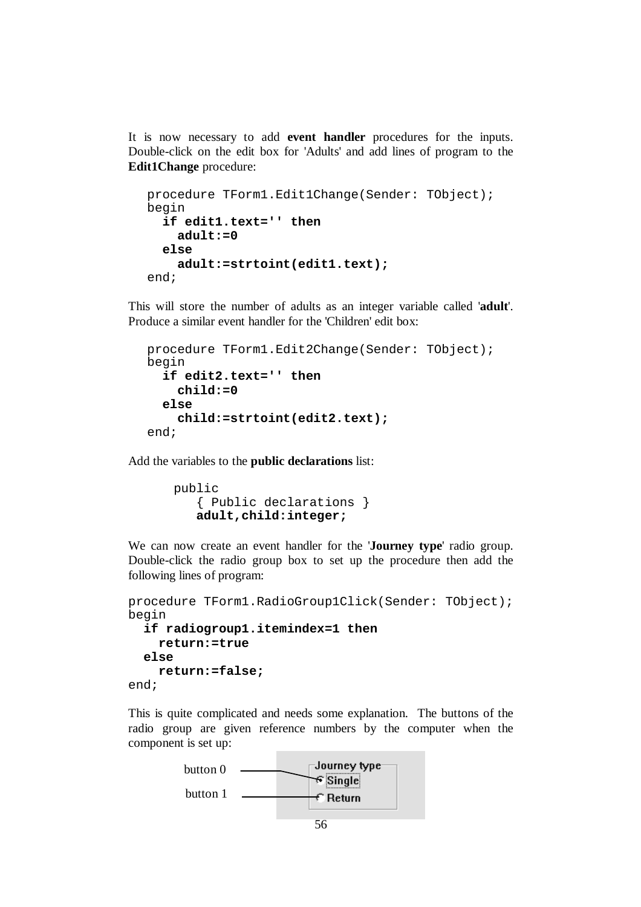It is now necessary to add **event handler** procedures for the inputs. Double-click on the edit box for 'Adults' and add lines of program to the **Edit1Change** procedure:

```
procedure TForm1.Edit1Change(Sender: TObject);
begin
  if edit1.text='' then
    adult:=0
  else
    adult:=strtoint(edit1.text);
end;
```

This will store the number of adults as an integer variable called '**adult**'. Produce a similar event handler for the 'Children' edit box:

```
procedure TForm1.Edit2Change(Sender: TObject);
begin
  if edit2.text='' then
    child:=0
  else
    child:=strtoint(edit2.text);
end;
```

Add the variables to the **public declarations** list:

```
public
   { Public declarations }
   adult,child:integer;
```

We can now create an event handler for the '**Journey type**' radio group. Double-click the radio group box to set up the procedure then add the following lines of program:

```
procedure TForm1.RadioGroup1Click(Sender: TObject);
begin
  if radiogroup1.itemindex=1 then
    return:=true
  else
    return:=false;
end;
```

This is quite complicated and needs some explanation. The buttons of the radio group are given reference numbers by the computer when the component is set up:

button 0 — Single

button 1 — Return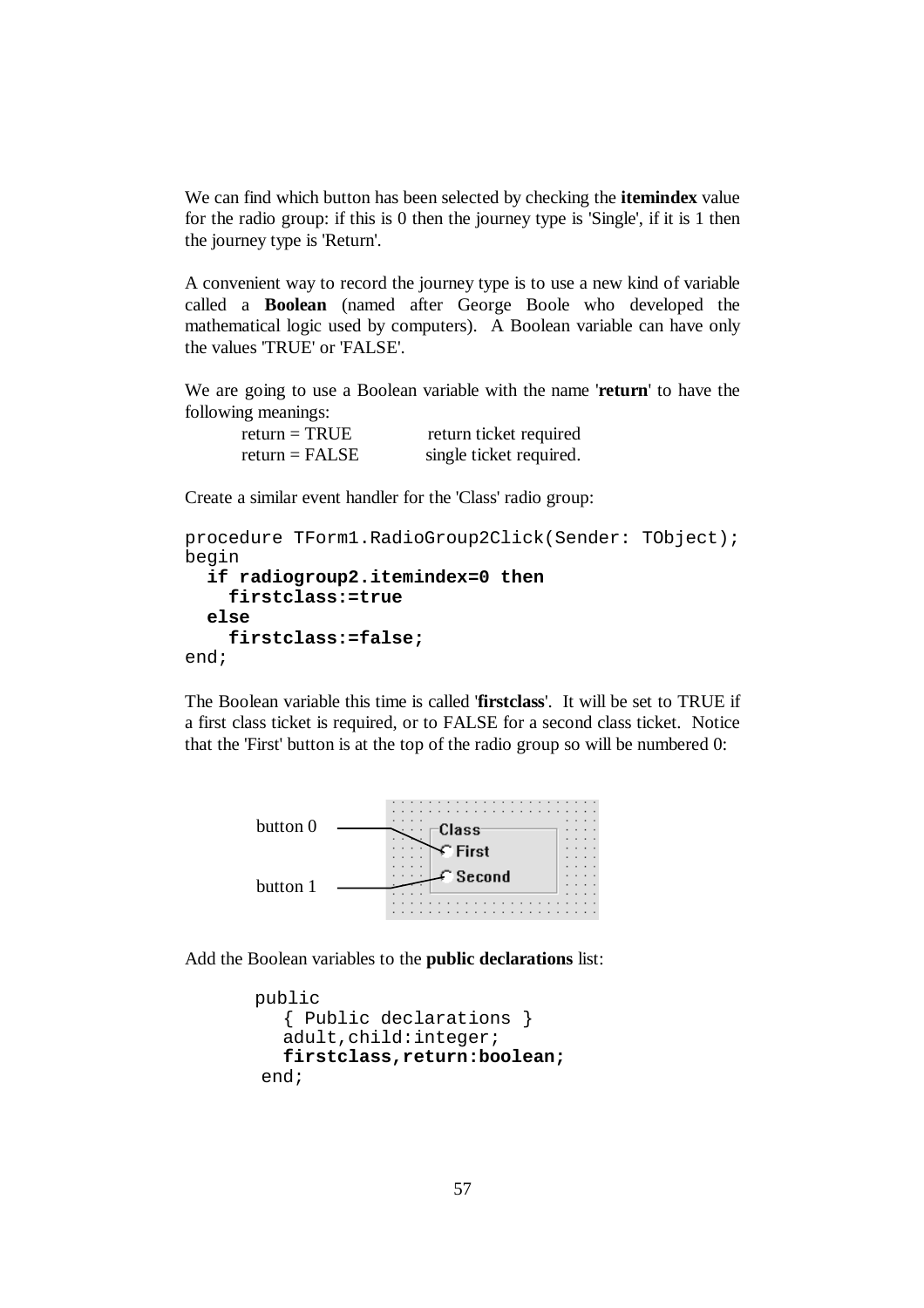We can find which button has been selected by checking the **itemindex** value for the radio group: if this is 0 then the journey type is 'Single', if it is 1 then the journey type is 'Return'.

A convenient way to record the journey type is to use a new kind of variable called a **Boolean** (named after George Boole who developed the mathematical logic used by computers). A Boolean variable can have only the values 'TRUE' or 'FALSE'.

We are going to use a Boolean variable with the name '**return**' to have the following meanings:

| | |
|---|---|
| return = TRUE | return ticket required |
| return = FALSE | single ticket required. |

Create a similar event handler for the 'Class' radio group:

```
procedure TForm1.RadioGroup2Click(Sender: TObject);
begin
  if radiogroup2.itemindex=0 then
    firstclass:=true
  else
    firstclass:=false;
end;
```

The Boolean variable this time is called '**firstclass**'. It will be set to TRUE if a first class ticket is required, or to FALSE for a second class ticket. Notice that the 'First' button is at the top of the radio group so will be numbered 0:

button 0 — Class: First

button 1 — Second

Add the Boolean variables to the **public declarations** list:

```
public
   { Public declarations }
   adult,child:integer;
   firstclass,return:boolean;
 end;
```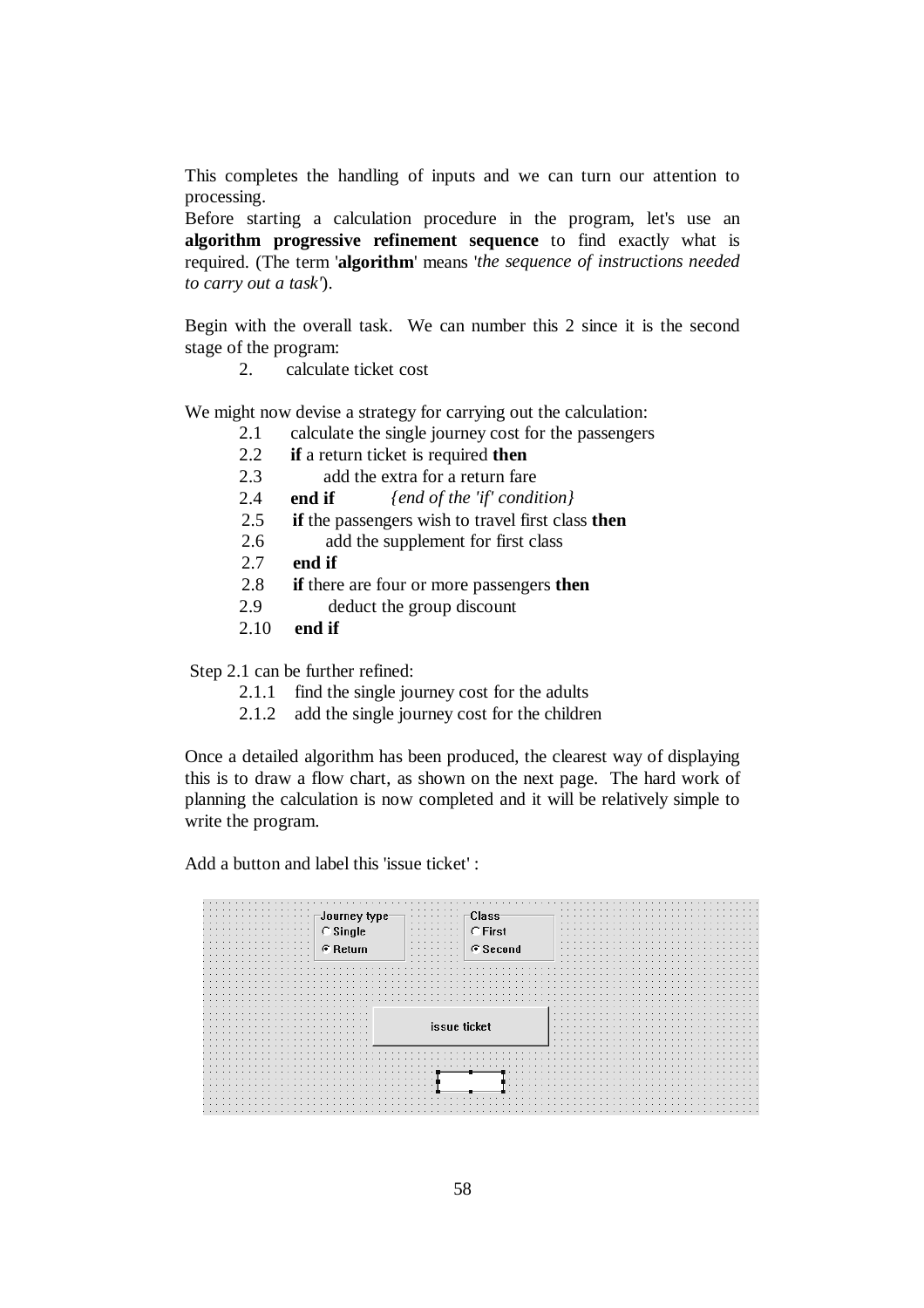This completes the handling of inputs and we can turn our attention to processing.

Before starting a calculation procedure in the program, let's use an **algorithm progressive refinement sequence** to find exactly what is required. (The term '**algorithm**' means '*the sequence of instructions needed to carry out a task*').

Begin with the overall task. We can number this 2 since it is the second stage of the program:

2. calculate ticket cost

We might now devise a strategy for carrying out the calculation:

```
2.1    calculate the single journey cost for the passengers
2.2    if a return ticket is required then
2.3        add the extra for a return fare
2.4    end if        {end of the 'if' condition}
2.5    if the passengers wish to travel first class then
2.6        add the supplement for first class
2.7    end if
2.8    if there are four or more passengers then
2.9        deduct the group discount
2.10   end if
```

Step 2.1 can be further refined:

```
2.1.1   find the single journey cost for the adults
2.1.2   add the single journey cost for the children
```

Once a detailed algorithm has been produced, the clearest way of displaying this is to draw a flow chart, as shown on the next page. The hard work of planning the calculation is now completed and it will be relatively simple to write the program.

Add a button and label this 'issue ticket' :

Journey type: Single / Return
Class: First / Second
issue ticket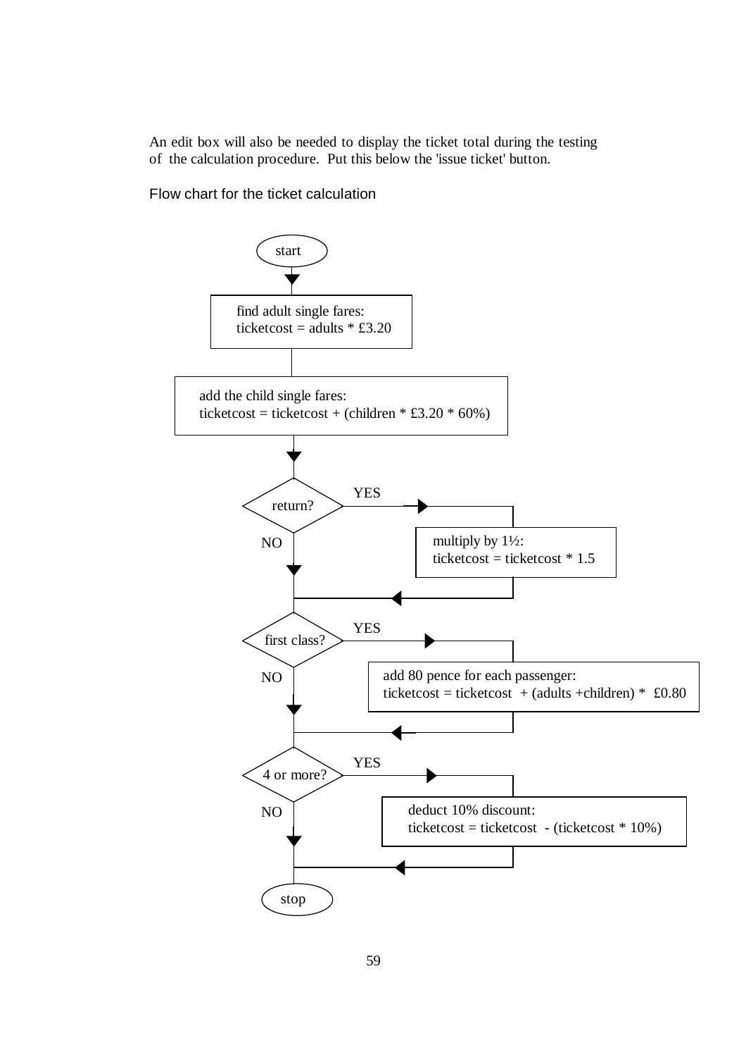An edit box will also be needed to display the ticket total during the testing of the calculation procedure. Put this below the 'issue ticket' button.

Flow chart for the ticket calculation

start

find adult single fares:
ticketcost = adults * £3.20

add the child single fares:
ticketcost = ticketcost + (children * £3.20 * 60%)

return?

YES

multiply by 1½:
ticketcost = ticketcost * 1.5

NO

first class?

YES

add 80 pence for each passenger:
ticketcost = ticketcost + (adults +children) * £0.80

NO

4 or more?

YES

deduct 10% discount:
ticketcost = ticketcost - (ticketcost * 10%)

NO

stop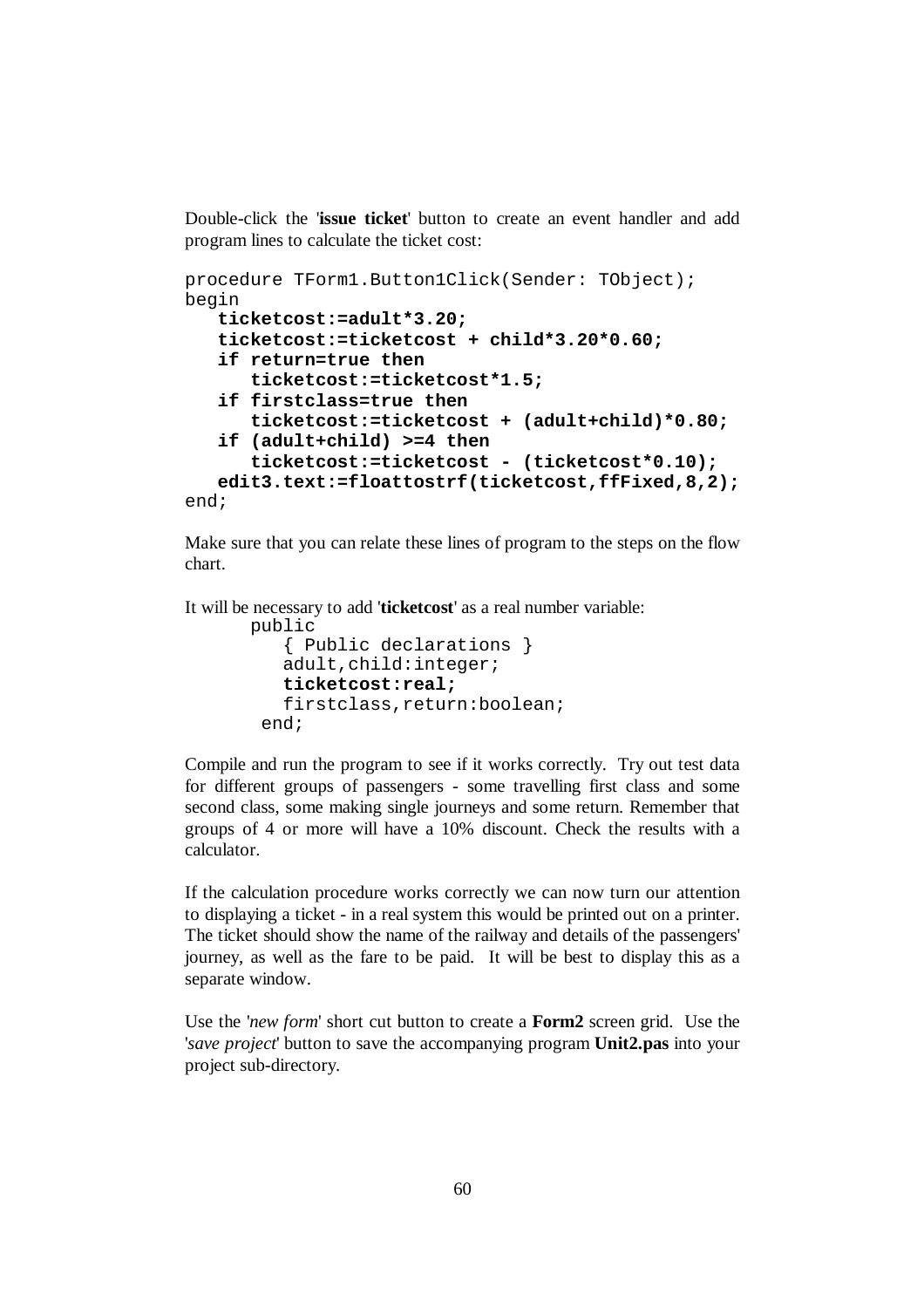Double-click the '**issue ticket**' button to create an event handler and add program lines to calculate the ticket cost:

```
procedure TForm1.Button1Click(Sender: TObject);
begin
   ticketcost:=adult*3.20;
   ticketcost:=ticketcost + child*3.20*0.60;
   if return=true then
      ticketcost:=ticketcost*1.5;
   if firstclass=true then
      ticketcost:=ticketcost + (adult+child)*0.80;
   if (adult+child) >=4 then
      ticketcost:=ticketcost - (ticketcost*0.10);
   edit3.text:=floattostrf(ticketcost,ffFixed,8,2);
end;
```

Make sure that you can relate these lines of program to the steps on the flow chart.

It will be necessary to add '**ticketcost**' as a real number variable:

```
public
   { Public declarations }
   adult,child:integer;
   ticketcost:real;
   firstclass,return:boolean;
 end;
```

Compile and run the program to see if it works correctly. Try out test data for different groups of passengers - some travelling first class and some second class, some making single journeys and some return. Remember that groups of 4 or more will have a 10% discount. Check the results with a calculator.

If the calculation procedure works correctly we can now turn our attention to displaying a ticket - in a real system this would be printed out on a printer. The ticket should show the name of the railway and details of the passengers' journey, as well as the fare to be paid. It will be best to display this as a separate window.

Use the '*new form*' short cut button to create a **Form2** screen grid. Use the '*save project*' button to save the accompanying program **Unit2.pas** into your project sub-directory.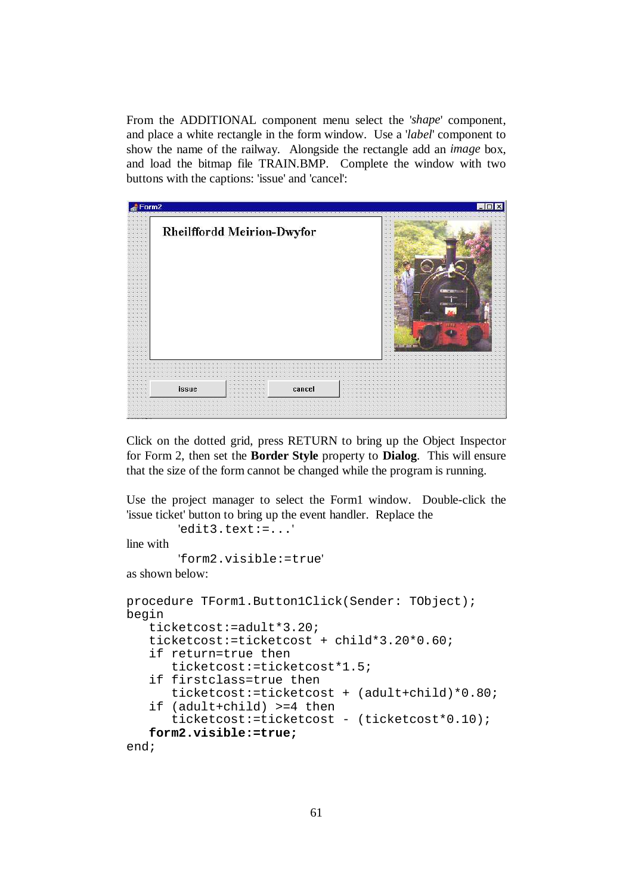From the ADDITIONAL component menu select the '*shape*' component, and place a white rectangle in the form window. Use a '*label*' component to show the name of the railway. Alongside the rectangle add an *image* box, and load the bitmap file TRAIN.BMP. Complete the window with two buttons with the captions: 'issue' and 'cancel':

Click on the dotted grid, press RETURN to bring up the Object Inspector for Form 2, then set the **Border Style** property to **Dialog**. This will ensure that the size of the form cannot be changed while the program is running.

Use the project manager to select the Form1 window. Double-click the 'issue ticket' button to bring up the event handler. Replace the

```
'edit3.text:=...'
```

line with

```
'form2.visible:=true'
```

as shown below:

```
procedure TForm1.Button1Click(Sender: TObject);
begin
   ticketcost:=adult*3.20;
   ticketcost:=ticketcost + child*3.20*0.60;
   if return=true then
      ticketcost:=ticketcost*1.5;
   if firstclass=true then
      ticketcost:=ticketcost + (adult+child)*0.80;
   if (adult+child) >=4 then
      ticketcost:=ticketcost - (ticketcost*0.10);
   form2.visible:=true;
end;
```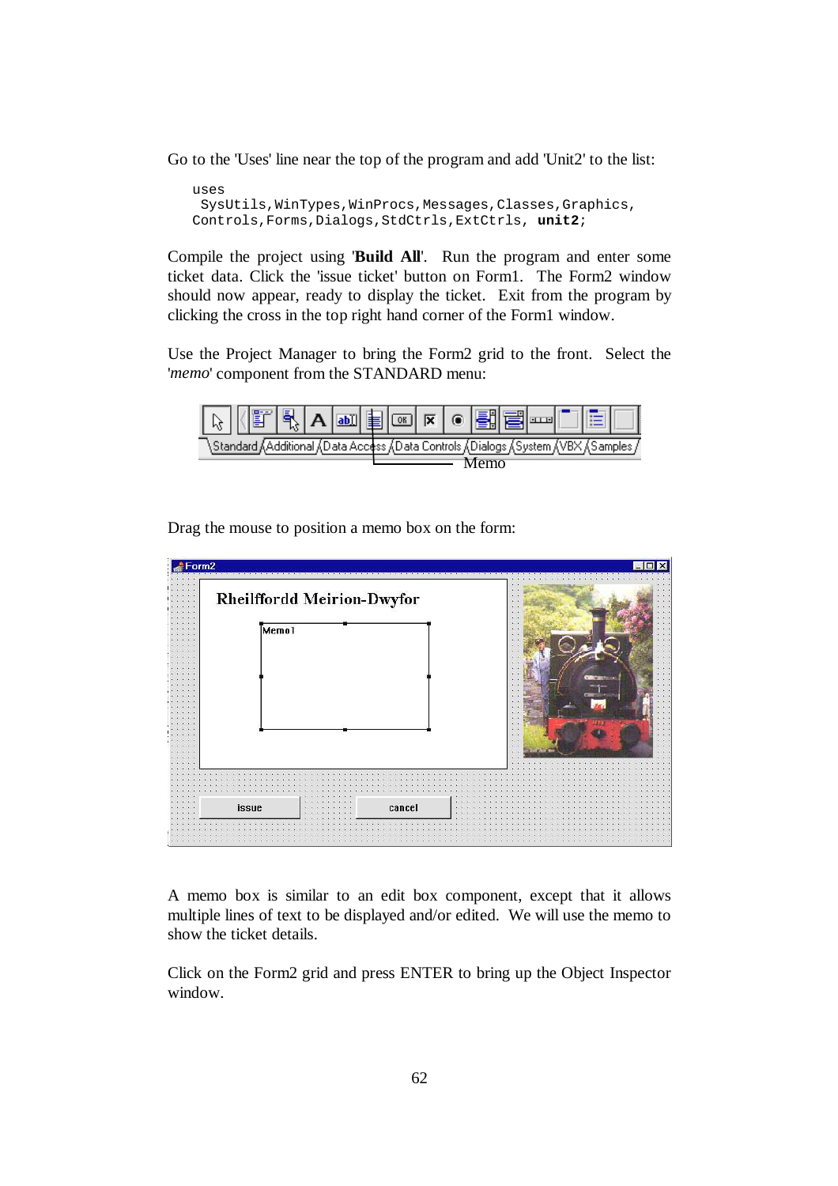Go to the 'Uses' line near the top of the program and add 'Unit2' to the list:

```
uses
 SysUtils,WinTypes,WinProcs,Messages,Classes,Graphics,
Controls,Forms,Dialogs,StdCtrls,ExtCtrls, unit2;
```

Compile the project using '**Build All**'. Run the program and enter some ticket data. Click the 'issue ticket' button on Form1. The Form2 window should now appear, ready to display the ticket. Exit from the program by clicking the cross in the top right hand corner of the Form1 window.

Use the Project Manager to bring the Form2 grid to the front. Select the '*memo*' component from the STANDARD menu:

Drag the mouse to position a memo box on the form:

A memo box is similar to an edit box component, except that it allows multiple lines of text to be displayed and/or edited. We will use the memo to show the ticket details.

Click on the Form2 grid and press ENTER to bring up the Object Inspector window.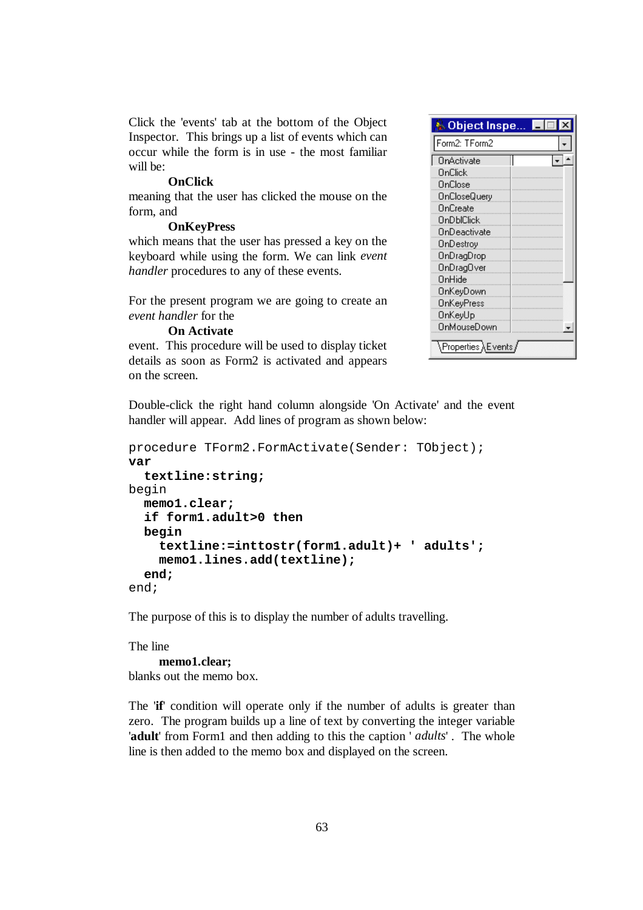Click the 'events' tab at the bottom of the Object Inspector. This brings up a list of events which can occur while the form is in use - the most familiar will be:

**OnClick**

meaning that the user has clicked the mouse on the form, and

**OnKeyPress**

which means that the user has pressed a key on the keyboard while using the form. We can link *event handler* procedures to any of these events.

For the present program we are going to create an *event handler* for the

**On Activate**

event. This procedure will be used to display ticket details as soon as Form2 is activated and appears on the screen.

Double-click the right hand column alongside 'On Activate' and the event handler will appear. Add lines of program as shown below:

```
procedure TForm2.FormActivate(Sender: TObject);
var
  textline:string;
begin
  memo1.clear;
  if form1.adult>0 then
  begin
    textline:=inttostr(form1.adult)+ ' adults';
    memo1.lines.add(textline);
  end;
end;
```

The purpose of this is to display the number of adults travelling.

The line

**memo1.clear;**

blanks out the memo box.

The '**if**' condition will operate only if the number of adults is greater than zero. The program builds up a line of text by converting the integer variable '**adult**' from Form1 and then adding to this the caption ' *adults*' . The whole line is then added to the memo box and displayed on the screen.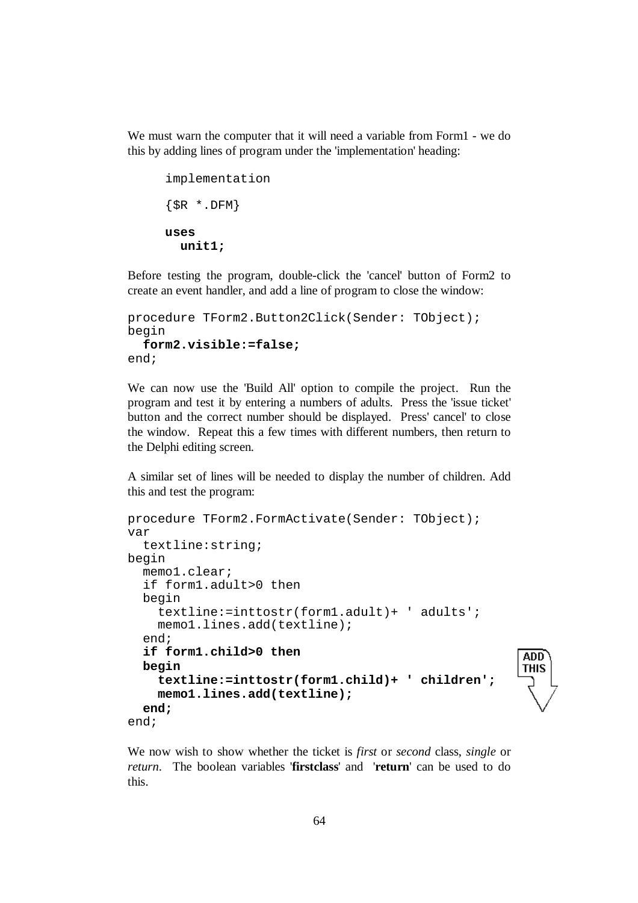We must warn the computer that it will need a variable from Form1 - we do this by adding lines of program under the 'implementation' heading:

```
implementation

{$R *.DFM}

uses
  unit1;
```

Before testing the program, double-click the 'cancel' button of Form2 to create an event handler, and add a line of program to close the window:

```
procedure TForm2.Button2Click(Sender: TObject);
begin
  form2.visible:=false;
end;
```

We can now use the 'Build All' option to compile the project. Run the program and test it by entering a numbers of adults. Press the 'issue ticket' button and the correct number should be displayed. Press' cancel' to close the window. Repeat this a few times with different numbers, then return to the Delphi editing screen.

A similar set of lines will be needed to display the number of children. Add this and test the program:

```
procedure TForm2.FormActivate(Sender: TObject);
var
  textline:string;
begin
  memo1.clear;
  if form1.adult>0 then
  begin
    textline:=inttostr(form1.adult)+ ' adults';
    memo1.lines.add(textline);
  end;
  if form1.child>0 then
  begin
    textline:=inttostr(form1.child)+ ' children';
    memo1.lines.add(textline);
  end;
end;
```

ADD THIS

We now wish to show whether the ticket is *first* or *second* class, *single* or *return*. The boolean variables '**firstclass**' and '**return**' can be used to do this.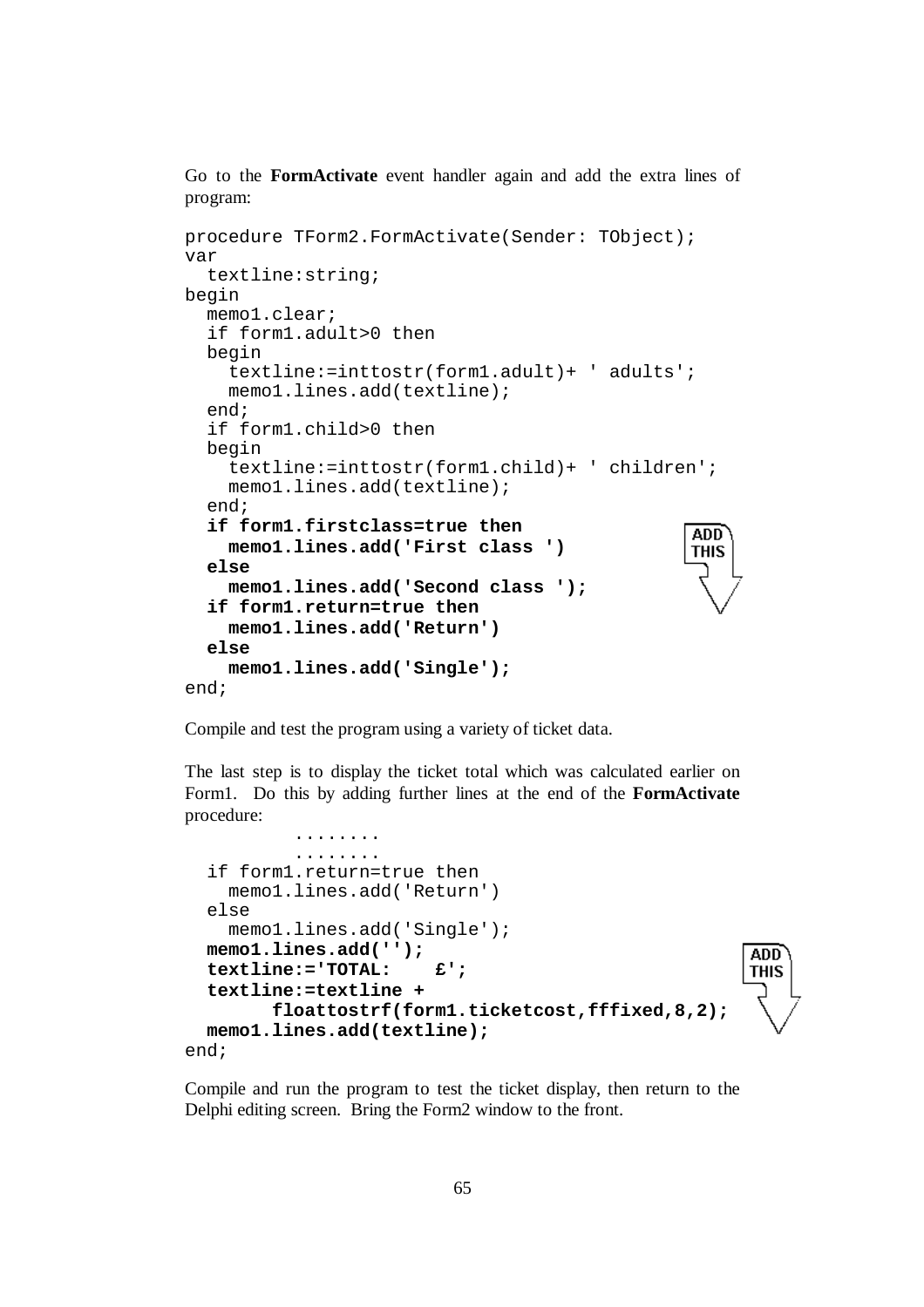Go to the **FormActivate** event handler again and add the extra lines of program:

```
procedure TForm2.FormActivate(Sender: TObject);
var
  textline:string;
begin
  memo1.clear;
  if form1.adult>0 then
  begin
    textline:=inttostr(form1.adult)+ ' adults';
    memo1.lines.add(textline);
  end;
  if form1.child>0 then
  begin
    textline:=inttostr(form1.child)+ ' children';
    memo1.lines.add(textline);
  end;
  if form1.firstclass=true then
    memo1.lines.add('First class ')
  else
    memo1.lines.add('Second class ');
  if form1.return=true then
    memo1.lines.add('Return')
  else
    memo1.lines.add('Single');
end;
```

Compile and test the program using a variety of ticket data.

The last step is to display the ticket total which was calculated earlier on Form1. Do this by adding further lines at the end of the **FormActivate** procedure:

```
          ........
          ........
  if form1.return=true then
    memo1.lines.add('Return')
  else
    memo1.lines.add('Single');
  memo1.lines.add('');
  textline:='TOTAL:    £';
  textline:=textline +
        floattostrf(form1.ticketcost,fffixed,8,2);
  memo1.lines.add(textline);
end;
```

Compile and run the program to test the ticket display, then return to the Delphi editing screen. Bring the Form2 window to the front.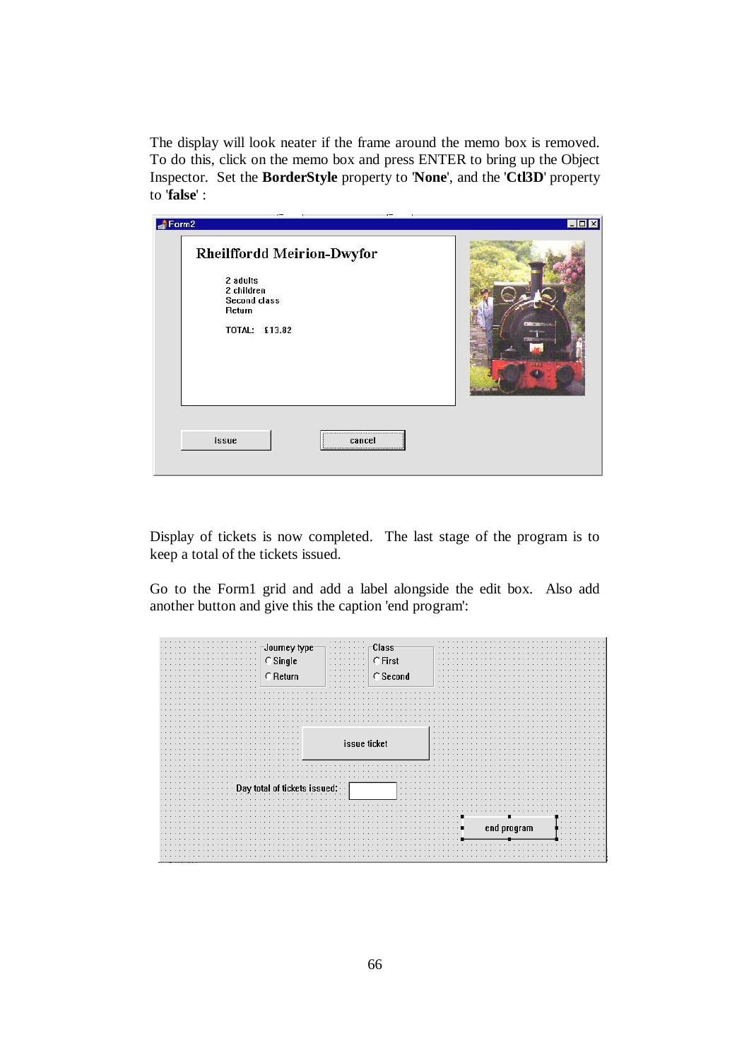The display will look neater if the frame around the memo box is removed. To do this, click on the memo box and press ENTER to bring up the Object Inspector. Set the **BorderStyle** property to '**None**', and the '**Ctl3D**' property to '**false**' :

Display of tickets is now completed. The last stage of the program is to keep a total of the tickets issued.

Go to the Form1 grid and add a label alongside the edit box. Also add another button and give this the caption 'end program':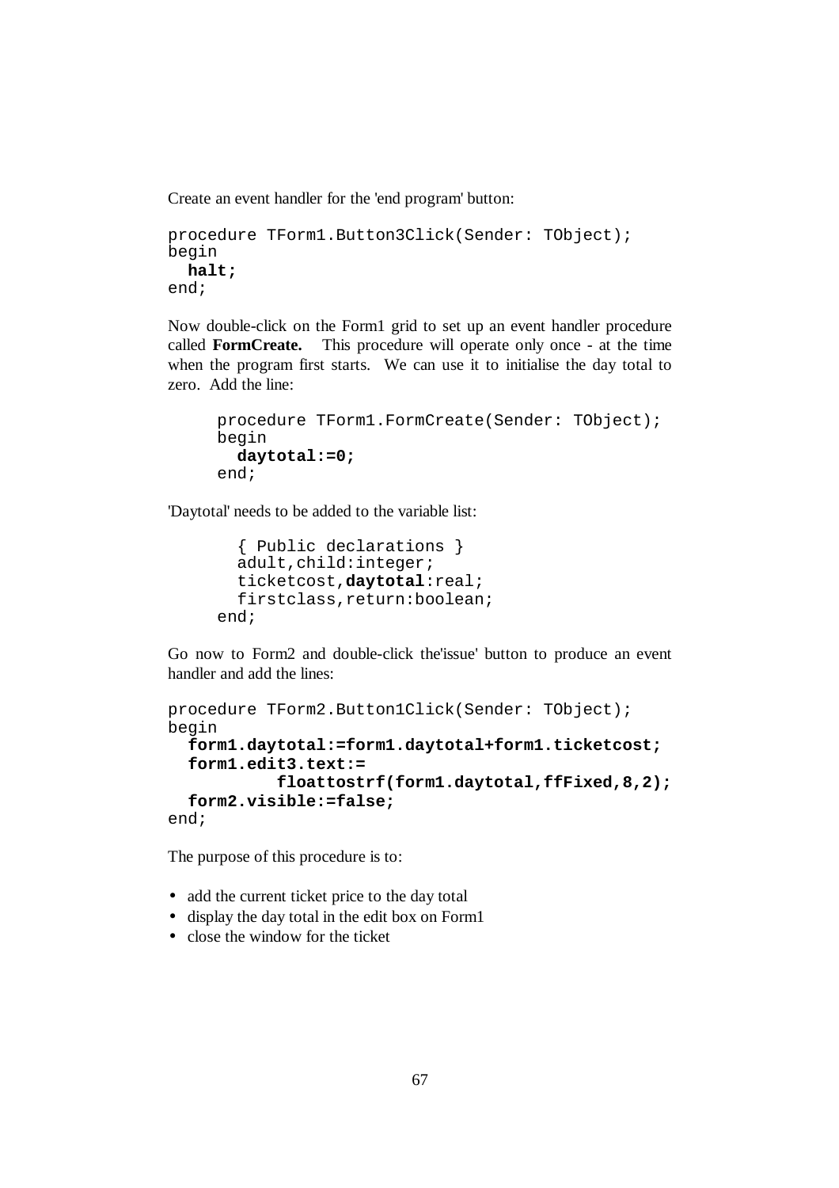Create an event handler for the 'end program' button:

```
procedure TForm1.Button3Click(Sender: TObject);
begin
  halt;
end;
```

Now double-click on the Form1 grid to set up an event handler procedure called **FormCreate.** This procedure will operate only once - at the time when the program first starts. We can use it to initialise the day total to zero. Add the line:

```
procedure TForm1.FormCreate(Sender: TObject);
begin
  daytotal:=0;
end;
```

'Daytotal' needs to be added to the variable list:

```
  { Public declarations }
  adult,child:integer;
  ticketcost,daytotal:real;
  firstclass,return:boolean;
end;
```

Go now to Form2 and double-click the'issue' button to produce an event handler and add the lines:

```
procedure TForm2.Button1Click(Sender: TObject);
begin
  form1.daytotal:=form1.daytotal+form1.ticketcost;
  form1.edit3.text:=
          floattostrf(form1.daytotal,ffFixed,8,2);
  form2.visible:=false;
end;
```

The purpose of this procedure is to:

- add the current ticket price to the day total
- display the day total in the edit box on Form1
- close the window for the ticket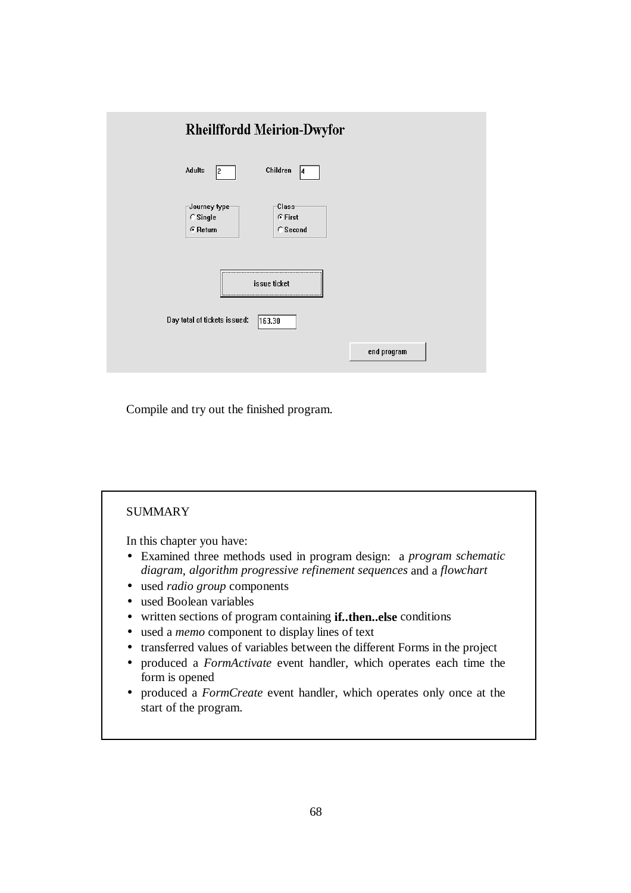Rheilffordd Meirion-Dwyfor

Adults 2 Children 4

Journey type
Single
Return

Class
First
Second

issue ticket

Day total of tickets issued: 163.30

end program

Compile and try out the finished program.

SUMMARY

In this chapter you have:

- Examined three methods used in program design: a *program schematic diagram*, *algorithm progressive refinement sequences* and a *flowchart*
- used *radio group* components
- used Boolean variables
- written sections of program containing **if..then..else** conditions
- used a *memo* component to display lines of text
- transferred values of variables between the different Forms in the project
- produced a *FormActivate* event handler, which operates each time the form is opened
- produced a *FormCreate* event handler, which operates only once at the start of the program.